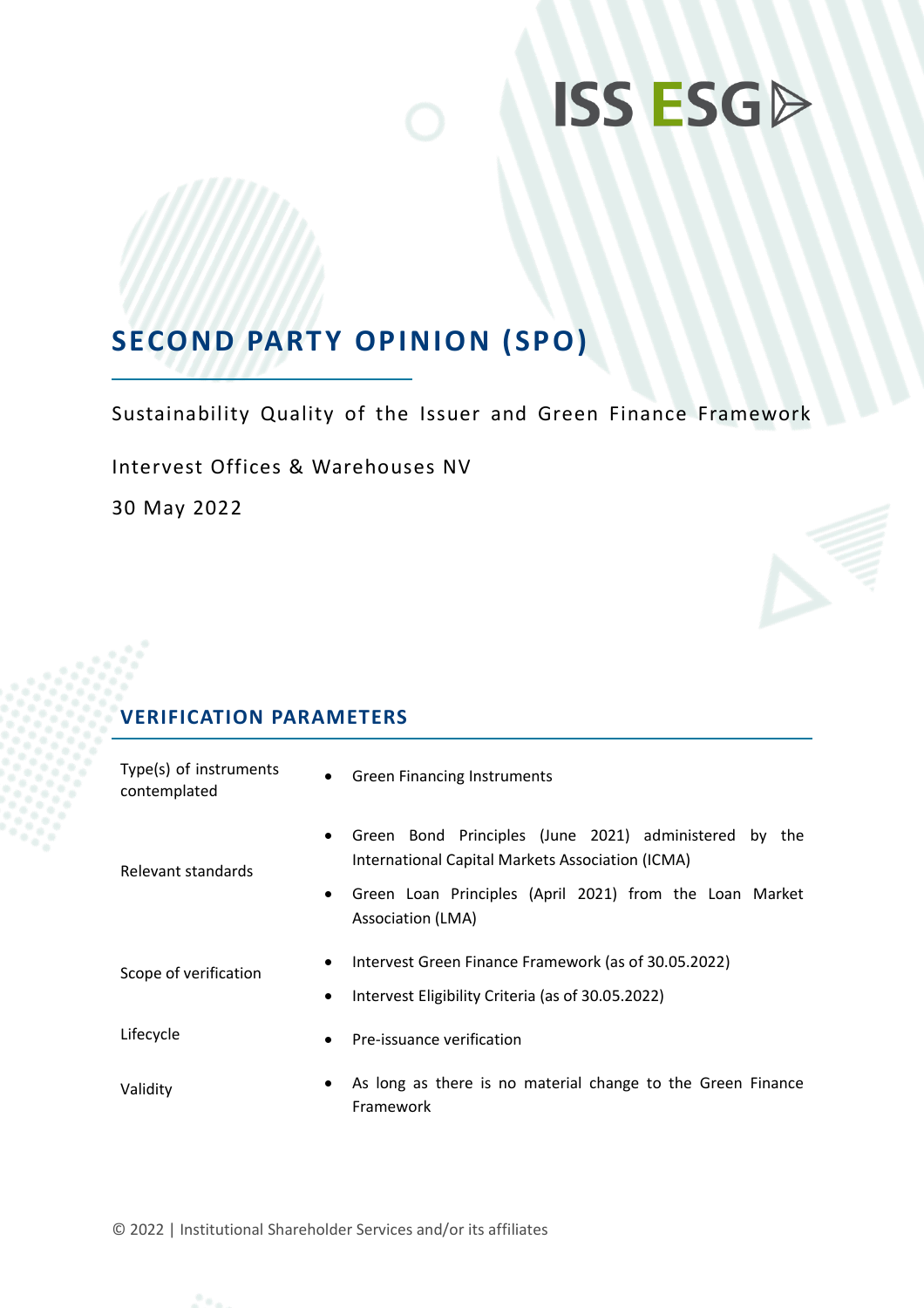ISS ESG

# SECOND PARTY OPINION (SPO)

Sustainability Quality of the Issuer and Green Finance Framework

Intervest Offices & Warehouses NV

30 May 2022

## VERIFICATION PARAMETERS

| | |
|---|---|
| Type(s) of instruments contemplated | • Green Financing Instruments |
| Relevant standards | • Green Bond Principles (June 2021) administered by the International Capital Markets Association (ICMA)<br>• Green Loan Principles (April 2021) from the Loan Market Association (LMA) |
| Scope of verification | • Intervest Green Finance Framework (as of 30.05.2022)<br>• Intervest Eligibility Criteria (as of 30.05.2022) |
| Lifecycle | • Pre-issuance verification |
| Validity | • As long as there is no material change to the Green Finance Framework |

© 2022 | Institutional Shareholder Services and/or its affiliates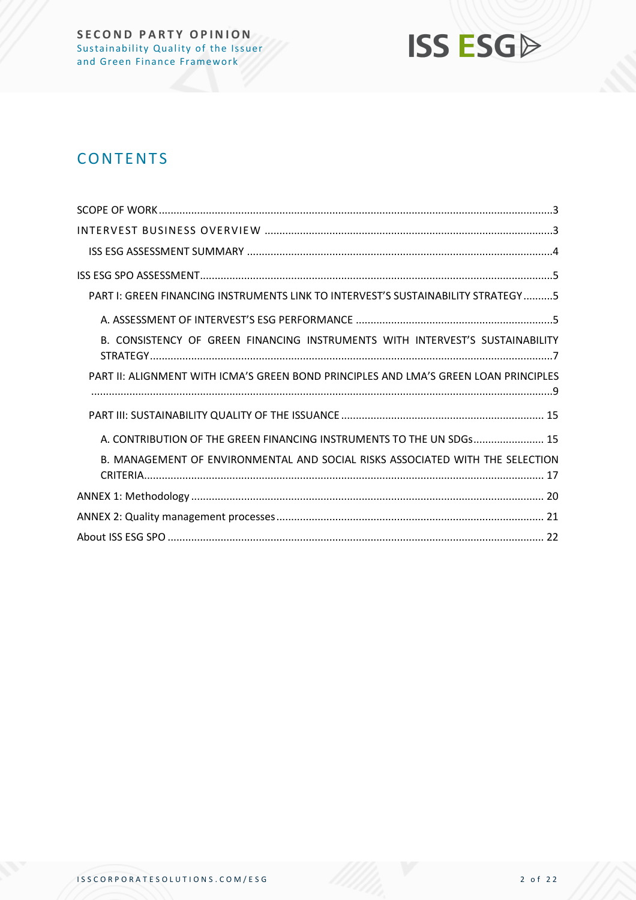# CONTENTS

SCOPE OF WORK ....................................................................................................................................3

INTERVEST BUSINESS OVERVIEW ................................................................................................3

ISS ESG ASSESSMENT SUMMARY ......................................................................................................4

ISS ESG SPO ASSESSMENT ......................................................................................................................5

PART I: GREEN FINANCING INSTRUMENTS LINK TO INTERVEST'S SUSTAINABILITY STRATEGY ..........5

A. ASSESSMENT OF INTERVEST'S ESG PERFORMANCE ..................................................................5

B. CONSISTENCY OF GREEN FINANCING INSTRUMENTS WITH INTERVEST'S SUSTAINABILITY STRATEGY ........................................................................................................................................7

PART II: ALIGNMENT WITH ICMA'S GREEN BOND PRINCIPLES AND LMA'S GREEN LOAN PRINCIPLES ............................................................................................................................................................9

PART III: SUSTAINABILITY QUALITY OF THE ISSUANCE ..................................................................... 15

A. CONTRIBUTION OF THE GREEN FINANCING INSTRUMENTS TO THE UN SDGs........................ 15

B. MANAGEMENT OF ENVIRONMENTAL AND SOCIAL RISKS ASSOCIATED WITH THE SELECTION CRITERIA....................................................................................................................................... 17

ANNEX 1: Methodology ...................................................................................................................... 20

ANNEX 2: Quality management processes .......................................................................................... 21

About ISS ESG SPO .............................................................................................................................. 22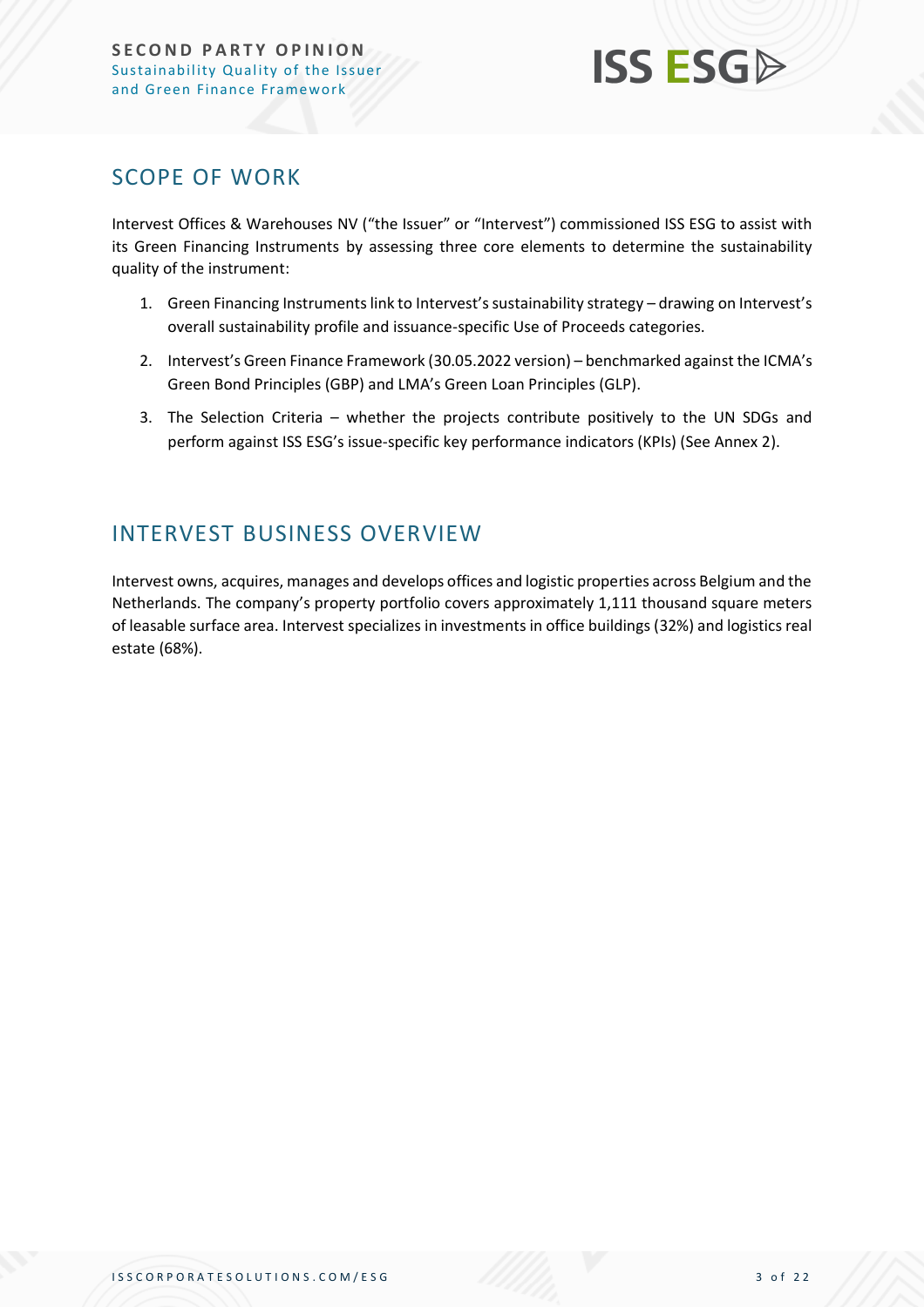## SCOPE OF WORK

Intervest Offices & Warehouses NV ("the Issuer" or "Intervest") commissioned ISS ESG to assist with its Green Financing Instruments by assessing three core elements to determine the sustainability quality of the instrument:

1. Green Financing Instruments link to Intervest's sustainability strategy – drawing on Intervest's overall sustainability profile and issuance-specific Use of Proceeds categories.
2. Intervest's Green Finance Framework (30.05.2022 version) – benchmarked against the ICMA's Green Bond Principles (GBP) and LMA's Green Loan Principles (GLP).
3. The Selection Criteria – whether the projects contribute positively to the UN SDGs and perform against ISS ESG's issue-specific key performance indicators (KPIs) (See Annex 2).

## INTERVEST BUSINESS OVERVIEW

Intervest owns, acquires, manages and develops offices and logistic properties across Belgium and the Netherlands. The company's property portfolio covers approximately 1,111 thousand square meters of leasable surface area. Intervest specializes in investments in office buildings (32%) and logistics real estate (68%).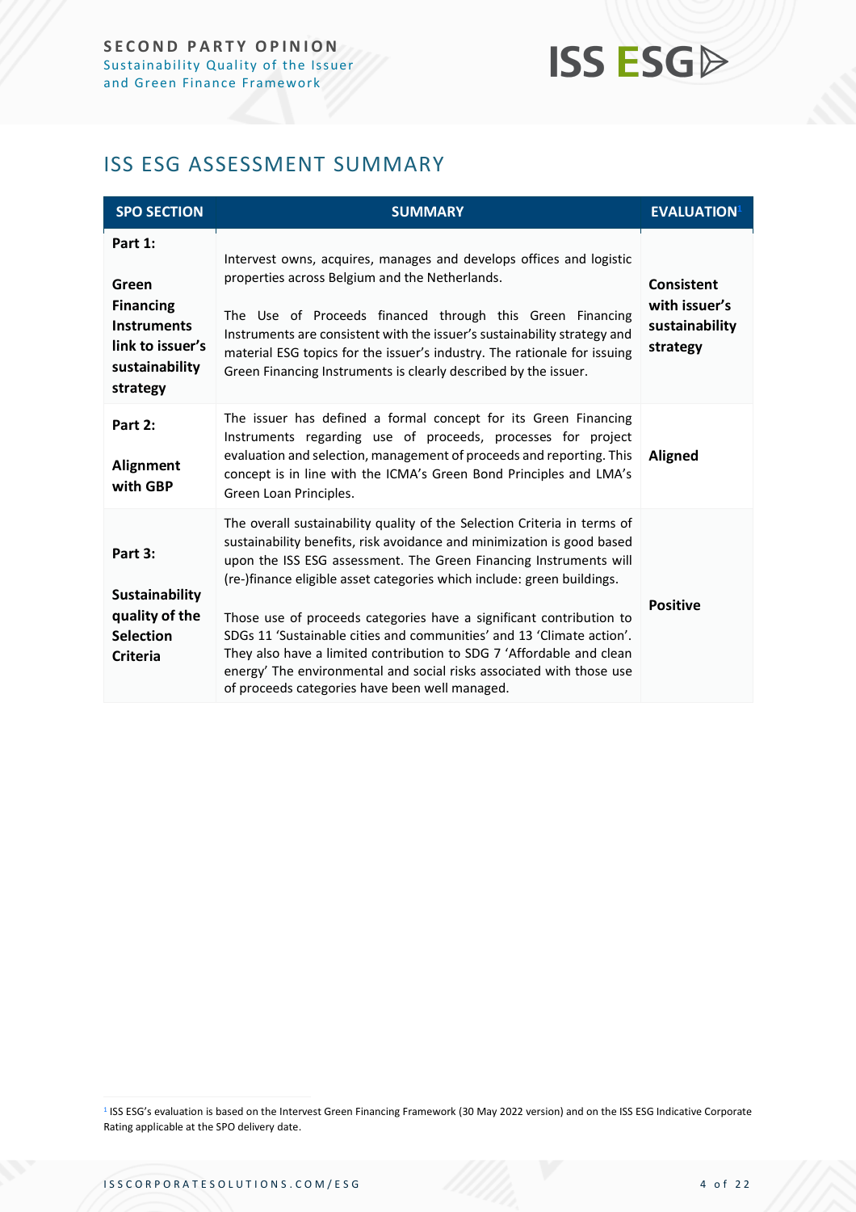## ISS ESG ASSESSMENT SUMMARY

| SPO SECTION | SUMMARY | EVALUATION[1] |
|---|---|---|
| **Part 1: Green Financing Instruments link to issuer's sustainability strategy** | Intervest owns, acquires, manages and develops offices and logistic properties across Belgium and the Netherlands. The Use of Proceeds financed through this Green Financing Instruments are consistent with the issuer's sustainability strategy and material ESG topics for the issuer's industry. The rationale for issuing Green Financing Instruments is clearly described by the issuer. | **Consistent with issuer's sustainability strategy** |
| **Part 2: Alignment with GBP** | The issuer has defined a formal concept for its Green Financing Instruments regarding use of proceeds, processes for project evaluation and selection, management of proceeds and reporting. This concept is in line with the ICMA's Green Bond Principles and LMA's Green Loan Principles. | **Aligned** |
| **Part 3: Sustainability quality of the Selection Criteria** | The overall sustainability quality of the Selection Criteria in terms of sustainability benefits, risk avoidance and minimization is good based upon the ISS ESG assessment. The Green Financing Instruments will (re-)finance eligible asset categories which include: green buildings. Those use of proceeds categories have a significant contribution to SDGs 11 'Sustainable cities and communities' and 13 'Climate action'. They also have a limited contribution to SDG 7 'Affordable and clean energy' The environmental and social risks associated with those use of proceeds categories have been well managed. | **Positive** |

[1] ISS ESG's evaluation is based on the Intervest Green Financing Framework (30 May 2022 version) and on the ISS ESG Indicative Corporate Rating applicable at the SPO delivery date.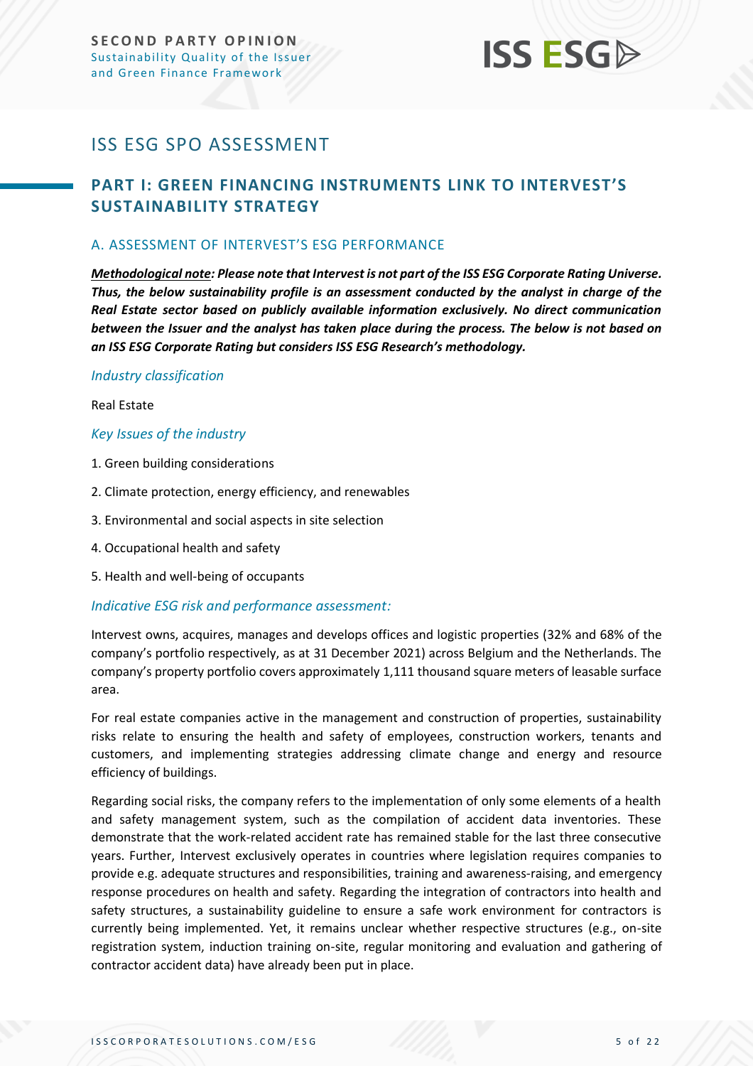# ISS ESG SPO ASSESSMENT

## PART I: GREEN FINANCING INSTRUMENTS LINK TO INTERVEST'S SUSTAINABILITY STRATEGY

### A. ASSESSMENT OF INTERVEST'S ESG PERFORMANCE

***Methodological note*****: *Please note that Intervest is not part of the ISS ESG Corporate Rating Universe. Thus, the below sustainability profile is an assessment conducted by the analyst in charge of the Real Estate sector based on publicly available information exclusively. No direct communication between the Issuer and the analyst has taken place during the process. The below is not based on an ISS ESG Corporate Rating but considers ISS ESG Research's methodology.***

*Industry classification*

Real Estate

*Key Issues of the industry*

1. Green building considerations
2. Climate protection, energy efficiency, and renewables
3. Environmental and social aspects in site selection
4. Occupational health and safety
5. Health and well-being of occupants

*Indicative ESG risk and performance assessment:*

Intervest owns, acquires, manages and develops offices and logistic properties (32% and 68% of the company's portfolio respectively, as at 31 December 2021) across Belgium and the Netherlands. The company's property portfolio covers approximately 1,111 thousand square meters of leasable surface area.

For real estate companies active in the management and construction of properties, sustainability risks relate to ensuring the health and safety of employees, construction workers, tenants and customers, and implementing strategies addressing climate change and energy and resource efficiency of buildings.

Regarding social risks, the company refers to the implementation of only some elements of a health and safety management system, such as the compilation of accident data inventories. These demonstrate that the work-related accident rate has remained stable for the last three consecutive years. Further, Intervest exclusively operates in countries where legislation requires companies to provide e.g. adequate structures and responsibilities, training and awareness-raising, and emergency response procedures on health and safety. Regarding the integration of contractors into health and safety structures, a sustainability guideline to ensure a safe work environment for contractors is currently being implemented. Yet, it remains unclear whether respective structures (e.g., on-site registration system, induction training on-site, regular monitoring and evaluation and gathering of contractor accident data) have already been put in place.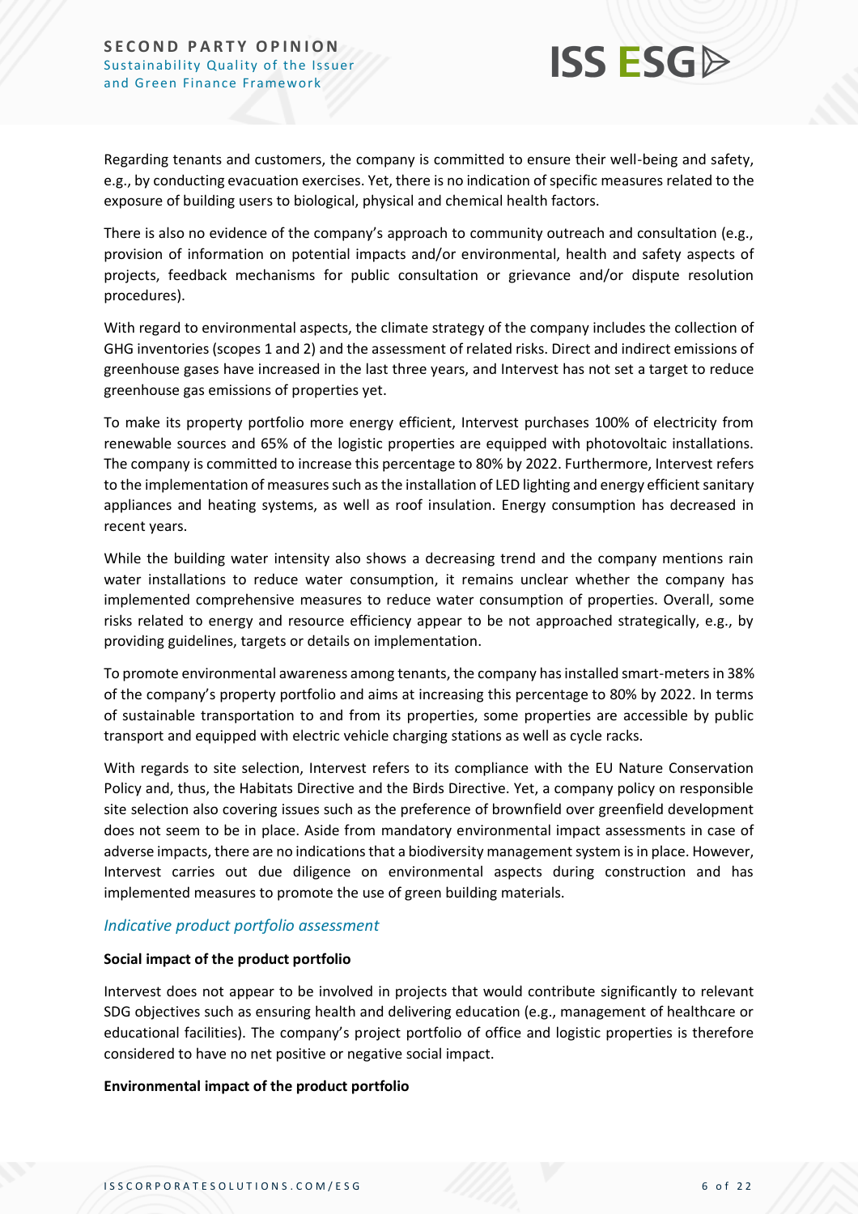Regarding tenants and customers, the company is committed to ensure their well-being and safety, e.g., by conducting evacuation exercises. Yet, there is no indication of specific measures related to the exposure of building users to biological, physical and chemical health factors.

There is also no evidence of the company's approach to community outreach and consultation (e.g., provision of information on potential impacts and/or environmental, health and safety aspects of projects, feedback mechanisms for public consultation or grievance and/or dispute resolution procedures).

With regard to environmental aspects, the climate strategy of the company includes the collection of GHG inventories (scopes 1 and 2) and the assessment of related risks. Direct and indirect emissions of greenhouse gases have increased in the last three years, and Intervest has not set a target to reduce greenhouse gas emissions of properties yet.

To make its property portfolio more energy efficient, Intervest purchases 100% of electricity from renewable sources and 65% of the logistic properties are equipped with photovoltaic installations. The company is committed to increase this percentage to 80% by 2022. Furthermore, Intervest refers to the implementation of measures such as the installation of LED lighting and energy efficient sanitary appliances and heating systems, as well as roof insulation. Energy consumption has decreased in recent years.

While the building water intensity also shows a decreasing trend and the company mentions rain water installations to reduce water consumption, it remains unclear whether the company has implemented comprehensive measures to reduce water consumption of properties. Overall, some risks related to energy and resource efficiency appear to be not approached strategically, e.g., by providing guidelines, targets or details on implementation.

To promote environmental awareness among tenants, the company has installed smart-meters in 38% of the company's property portfolio and aims at increasing this percentage to 80% by 2022. In terms of sustainable transportation to and from its properties, some properties are accessible by public transport and equipped with electric vehicle charging stations as well as cycle racks.

With regards to site selection, Intervest refers to its compliance with the EU Nature Conservation Policy and, thus, the Habitats Directive and the Birds Directive. Yet, a company policy on responsible site selection also covering issues such as the preference of brownfield over greenfield development does not seem to be in place. Aside from mandatory environmental impact assessments in case of adverse impacts, there are no indications that a biodiversity management system is in place. However, Intervest carries out due diligence on environmental aspects during construction and has implemented measures to promote the use of green building materials.

### *Indicative product portfolio assessment*

**Social impact of the product portfolio**

Intervest does not appear to be involved in projects that would contribute significantly to relevant SDG objectives such as ensuring health and delivering education (e.g., management of healthcare or educational facilities). The company's project portfolio of office and logistic properties is therefore considered to have no net positive or negative social impact.

**Environmental impact of the product portfolio**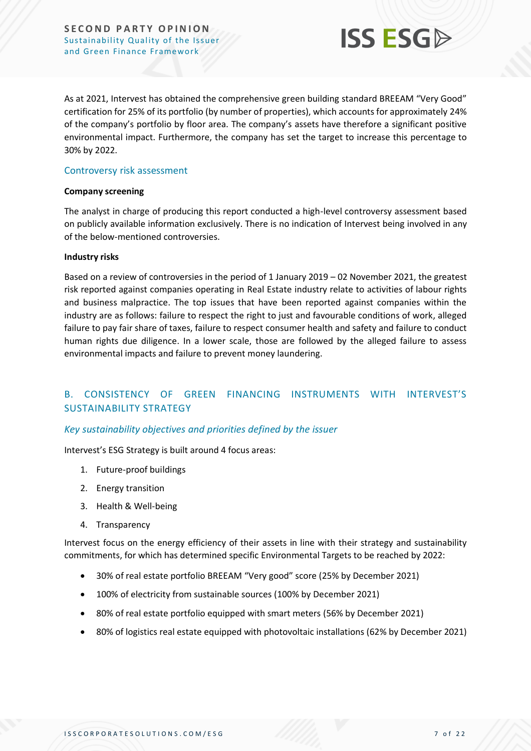As at 2021, Intervest has obtained the comprehensive green building standard BREEAM "Very Good" certification for 25% of its portfolio (by number of properties), which accounts for approximately 24% of the company's portfolio by floor area. The company's assets have therefore a significant positive environmental impact. Furthermore, the company has set the target to increase this percentage to 30% by 2022.

### Controversy risk assessment

**Company screening**

The analyst in charge of producing this report conducted a high-level controversy assessment based on publicly available information exclusively. There is no indication of Intervest being involved in any of the below-mentioned controversies.

**Industry risks**

Based on a review of controversies in the period of 1 January 2019 – 02 November 2021, the greatest risk reported against companies operating in Real Estate industry relate to activities of labour rights and business malpractice. The top issues that have been reported against companies within the industry are as follows: failure to respect the right to just and favourable conditions of work, alleged failure to pay fair share of taxes, failure to respect consumer health and safety and failure to conduct human rights due diligence. In a lower scale, those are followed by the alleged failure to assess environmental impacts and failure to prevent money laundering.

## B. CONSISTENCY OF GREEN FINANCING INSTRUMENTS WITH INTERVEST'S SUSTAINABILITY STRATEGY

### *Key sustainability objectives and priorities defined by the issuer*

Intervest's ESG Strategy is built around 4 focus areas:

1. Future-proof buildings
2. Energy transition
3. Health & Well-being
4. Transparency

Intervest focus on the energy efficiency of their assets in line with their strategy and sustainability commitments, for which has determined specific Environmental Targets to be reached by 2022:

- 30% of real estate portfolio BREEAM "Very good" score (25% by December 2021)
- 100% of electricity from sustainable sources (100% by December 2021)
- 80% of real estate portfolio equipped with smart meters (56% by December 2021)
- 80% of logistics real estate equipped with photovoltaic installations (62% by December 2021)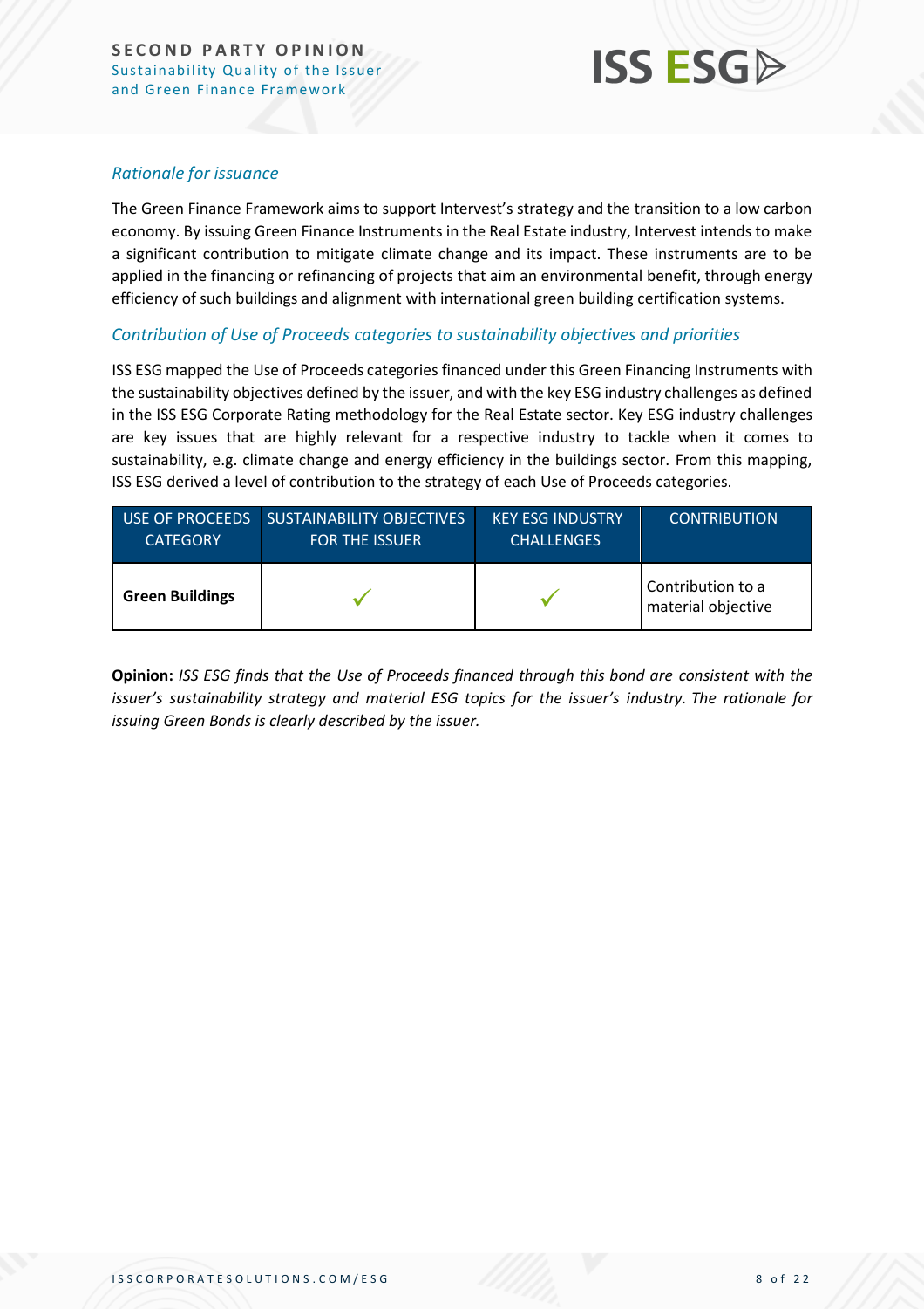### *Rationale for issuance*

The Green Finance Framework aims to support Intervest's strategy and the transition to a low carbon economy. By issuing Green Finance Instruments in the Real Estate industry, Intervest intends to make a significant contribution to mitigate climate change and its impact. These instruments are to be applied in the financing or refinancing of projects that aim an environmental benefit, through energy efficiency of such buildings and alignment with international green building certification systems.

### *Contribution of Use of Proceeds categories to sustainability objectives and priorities*

ISS ESG mapped the Use of Proceeds categories financed under this Green Financing Instruments with the sustainability objectives defined by the issuer, and with the key ESG industry challenges as defined in the ISS ESG Corporate Rating methodology for the Real Estate sector. Key ESG industry challenges are key issues that are highly relevant for a respective industry to tackle when it comes to sustainability, e.g. climate change and energy efficiency in the buildings sector. From this mapping, ISS ESG derived a level of contribution to the strategy of each Use of Proceeds categories.

| USE OF PROCEEDS CATEGORY | SUSTAINABILITY OBJECTIVES FOR THE ISSUER | KEY ESG INDUSTRY CHALLENGES | CONTRIBUTION |
|---|---|---|---|
| **Green Buildings** | ✓ | ✓ | Contribution to a material objective |

**Opinion:** *ISS ESG finds that the Use of Proceeds financed through this bond are consistent with the issuer's sustainability strategy and material ESG topics for the issuer's industry. The rationale for issuing Green Bonds is clearly described by the issuer.*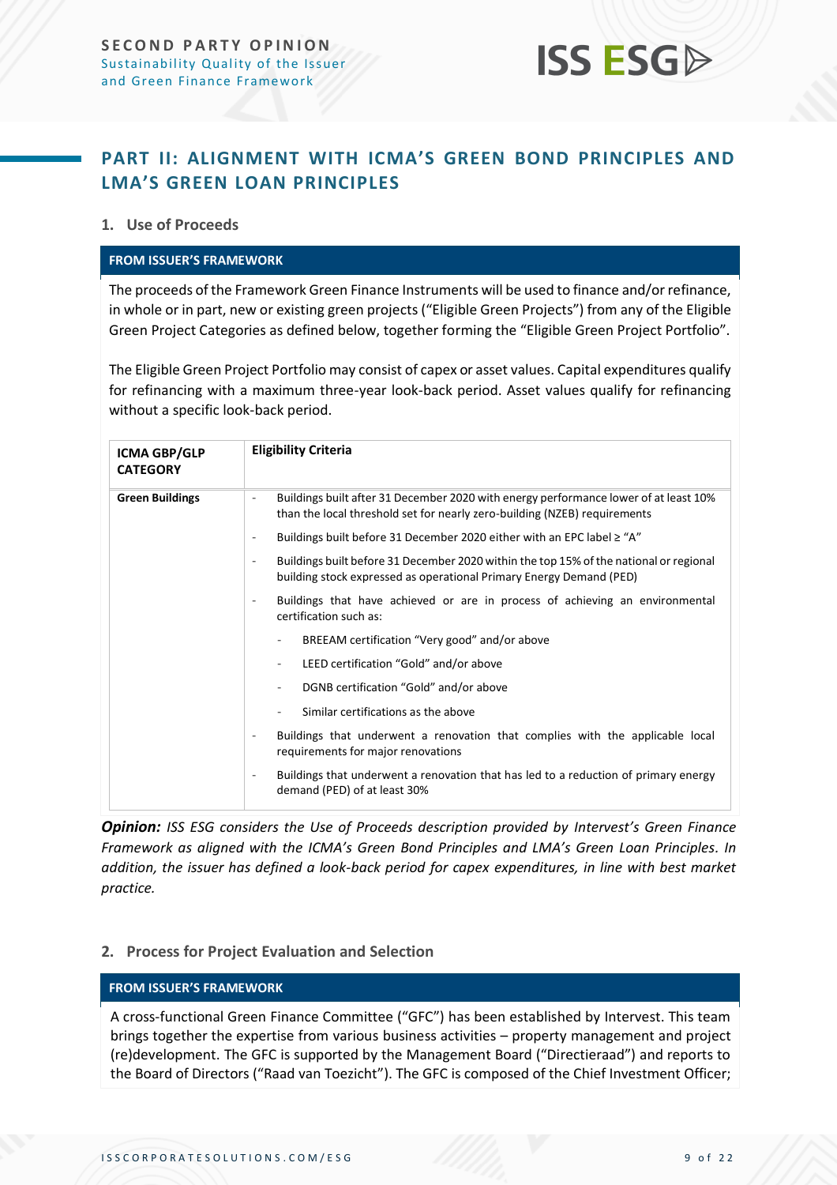## PART II: ALIGNMENT WITH ICMA'S GREEN BOND PRINCIPLES AND LMA'S GREEN LOAN PRINCIPLES

### 1. Use of Proceeds

**FROM ISSUER'S FRAMEWORK**

The proceeds of the Framework Green Finance Instruments will be used to finance and/or refinance, in whole or in part, new or existing green projects ("Eligible Green Projects") from any of the Eligible Green Project Categories as defined below, together forming the "Eligible Green Project Portfolio".

The Eligible Green Project Portfolio may consist of capex or asset values. Capital expenditures qualify for refinancing with a maximum three-year look-back period. Asset values qualify for refinancing without a specific look-back period.

| ICMA GBP/GLP CATEGORY | Eligibility Criteria |
|---|---|
| **Green Buildings** | - Buildings built after 31 December 2020 with energy performance lower of at least 10% than the local threshold set for nearly zero-building (NZEB) requirements<br>- Buildings built before 31 December 2020 either with an EPC label ≥ "A"<br>- Buildings built before 31 December 2020 within the top 15% of the national or regional building stock expressed as operational Primary Energy Demand (PED)<br>- Buildings that have achieved or are in process of achieving an environmental certification such as:<br>&nbsp;&nbsp;&nbsp;&nbsp;- BREEAM certification "Very good" and/or above<br>&nbsp;&nbsp;&nbsp;&nbsp;- LEED certification "Gold" and/or above<br>&nbsp;&nbsp;&nbsp;&nbsp;- DGNB certification "Gold" and/or above<br>&nbsp;&nbsp;&nbsp;&nbsp;- Similar certifications as the above<br>- Buildings that underwent a renovation that complies with the applicable local requirements for major renovations<br>- Buildings that underwent a renovation that has led to a reduction of primary energy demand (PED) of at least 30% |

***Opinion:*** *ISS ESG considers the Use of Proceeds description provided by Intervest's Green Finance Framework as aligned with the ICMA's Green Bond Principles and LMA's Green Loan Principles. In addition, the issuer has defined a look-back period for capex expenditures, in line with best market practice.*

### 2. Process for Project Evaluation and Selection

**FROM ISSUER'S FRAMEWORK**

A cross-functional Green Finance Committee ("GFC") has been established by Intervest. This team brings together the expertise from various business activities – property management and project (re)development. The GFC is supported by the Management Board ("Directieraad") and reports to the Board of Directors ("Raad van Toezicht"). The GFC is composed of the Chief Investment Officer;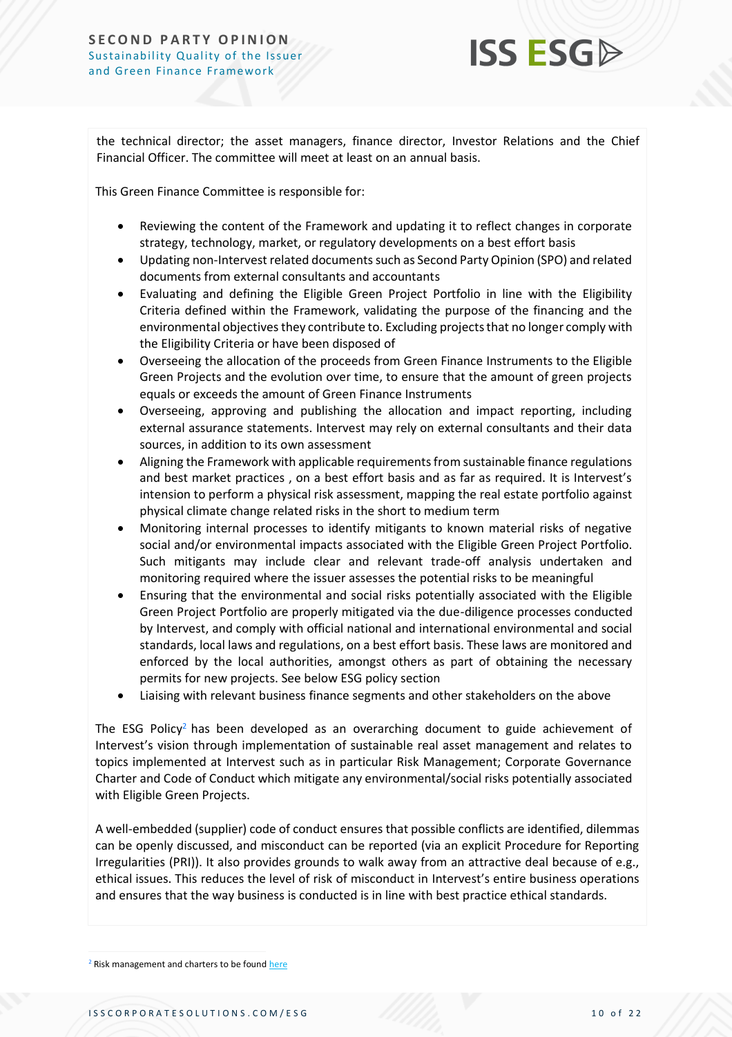the technical director; the asset managers, finance director, Investor Relations and the Chief Financial Officer. The committee will meet at least on an annual basis.

This Green Finance Committee is responsible for:

- Reviewing the content of the Framework and updating it to reflect changes in corporate strategy, technology, market, or regulatory developments on a best effort basis
- Updating non-Intervest related documents such as Second Party Opinion (SPO) and related documents from external consultants and accountants
- Evaluating and defining the Eligible Green Project Portfolio in line with the Eligibility Criteria defined within the Framework, validating the purpose of the financing and the environmental objectives they contribute to. Excluding projects that no longer comply with the Eligibility Criteria or have been disposed of
- Overseeing the allocation of the proceeds from Green Finance Instruments to the Eligible Green Projects and the evolution over time, to ensure that the amount of green projects equals or exceeds the amount of Green Finance Instruments
- Overseeing, approving and publishing the allocation and impact reporting, including external assurance statements. Intervest may rely on external consultants and their data sources, in addition to its own assessment
- Aligning the Framework with applicable requirements from sustainable finance regulations and best market practices , on a best effort basis and as far as required. It is Intervest's intension to perform a physical risk assessment, mapping the real estate portfolio against physical climate change related risks in the short to medium term
- Monitoring internal processes to identify mitigants to known material risks of negative social and/or environmental impacts associated with the Eligible Green Project Portfolio. Such mitigants may include clear and relevant trade-off analysis undertaken and monitoring required where the issuer assesses the potential risks to be meaningful
- Ensuring that the environmental and social risks potentially associated with the Eligible Green Project Portfolio are properly mitigated via the due-diligence processes conducted by Intervest, and comply with official national and international environmental and social standards, local laws and regulations, on a best effort basis. These laws are monitored and enforced by the local authorities, amongst others as part of obtaining the necessary permits for new projects. See below ESG policy section
- Liaising with relevant business finance segments and other stakeholders on the above

The ESG Policy[2] has been developed as an overarching document to guide achievement of Intervest's vision through implementation of sustainable real asset management and relates to topics implemented at Intervest such as in particular Risk Management; Corporate Governance Charter and Code of Conduct which mitigate any environmental/social risks potentially associated with Eligible Green Projects.

A well-embedded (supplier) code of conduct ensures that possible conflicts are identified, dilemmas can be openly discussed, and misconduct can be reported (via an explicit Procedure for Reporting Irregularities (PRI)). It also provides grounds to walk away from an attractive deal because of e.g., ethical issues. This reduces the level of risk of misconduct in Intervest's entire business operations and ensures that the way business is conducted is in line with best practice ethical standards.

[2] Risk management and charters to be found here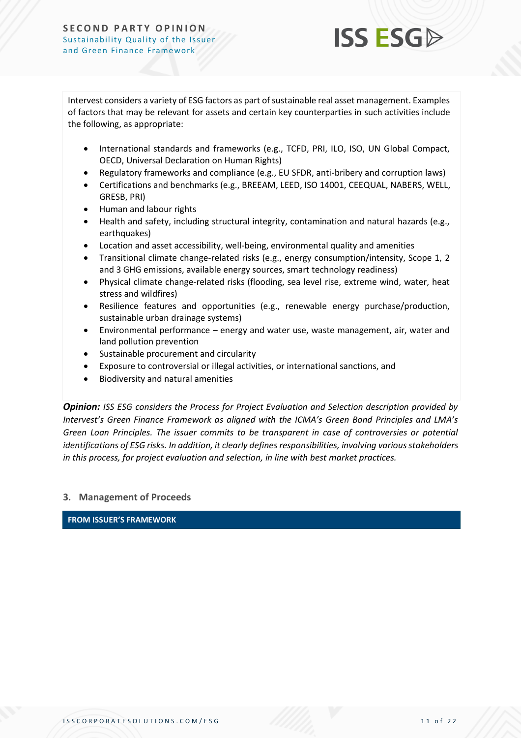Intervest considers a variety of ESG factors as part of sustainable real asset management. Examples of factors that may be relevant for assets and certain key counterparties in such activities include the following, as appropriate:

- International standards and frameworks (e.g., TCFD, PRI, ILO, ISO, UN Global Compact, OECD, Universal Declaration on Human Rights)
- Regulatory frameworks and compliance (e.g., EU SFDR, anti-bribery and corruption laws)
- Certifications and benchmarks (e.g., BREEAM, LEED, ISO 14001, CEEQUAL, NABERS, WELL, GRESB, PRI)
- Human and labour rights
- Health and safety, including structural integrity, contamination and natural hazards (e.g., earthquakes)
- Location and asset accessibility, well-being, environmental quality and amenities
- Transitional climate change-related risks (e.g., energy consumption/intensity, Scope 1, 2 and 3 GHG emissions, available energy sources, smart technology readiness)
- Physical climate change-related risks (flooding, sea level rise, extreme wind, water, heat stress and wildfires)
- Resilience features and opportunities (e.g., renewable energy purchase/production, sustainable urban drainage systems)
- Environmental performance – energy and water use, waste management, air, water and land pollution prevention
- Sustainable procurement and circularity
- Exposure to controversial or illegal activities, or international sanctions, and
- Biodiversity and natural amenities

***Opinion:*** *ISS ESG considers the Process for Project Evaluation and Selection description provided by Intervest's Green Finance Framework as aligned with the ICMA's Green Bond Principles and LMA's Green Loan Principles. The issuer commits to be transparent in case of controversies or potential identifications of ESG risks. In addition, it clearly defines responsibilities, involving various stakeholders in this process, for project evaluation and selection, in line with best market practices.*

## 3. Management of Proceeds

**FROM ISSUER'S FRAMEWORK**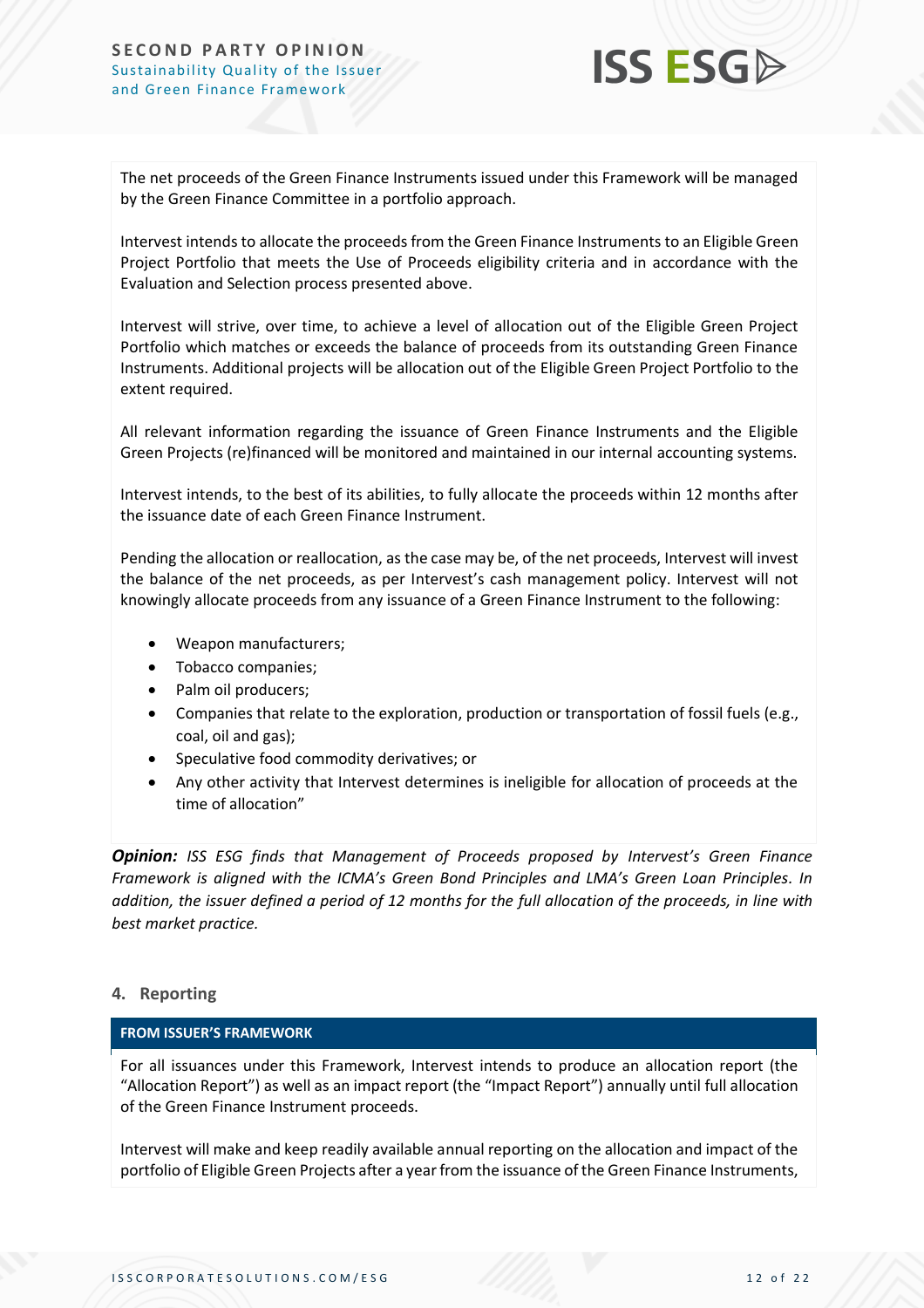The net proceeds of the Green Finance Instruments issued under this Framework will be managed by the Green Finance Committee in a portfolio approach.

Intervest intends to allocate the proceeds from the Green Finance Instruments to an Eligible Green Project Portfolio that meets the Use of Proceeds eligibility criteria and in accordance with the Evaluation and Selection process presented above.

Intervest will strive, over time, to achieve a level of allocation out of the Eligible Green Project Portfolio which matches or exceeds the balance of proceeds from its outstanding Green Finance Instruments. Additional projects will be allocation out of the Eligible Green Project Portfolio to the extent required.

All relevant information regarding the issuance of Green Finance Instruments and the Eligible Green Projects (re)financed will be monitored and maintained in our internal accounting systems.

Intervest intends, to the best of its abilities, to fully allocate the proceeds within 12 months after the issuance date of each Green Finance Instrument.

Pending the allocation or reallocation, as the case may be, of the net proceeds, Intervest will invest the balance of the net proceeds, as per Intervest's cash management policy. Intervest will not knowingly allocate proceeds from any issuance of a Green Finance Instrument to the following:

- Weapon manufacturers;
- Tobacco companies;
- Palm oil producers;
- Companies that relate to the exploration, production or transportation of fossil fuels (e.g., coal, oil and gas);
- Speculative food commodity derivatives; or
- Any other activity that Intervest determines is ineligible for allocation of proceeds at the time of allocation"

***Opinion:*** *ISS ESG finds that Management of Proceeds proposed by Intervest's Green Finance Framework is aligned with the ICMA's Green Bond Principles and LMA's Green Loan Principles. In addition, the issuer defined a period of 12 months for the full allocation of the proceeds, in line with best market practice.*

## 4. Reporting

**FROM ISSUER'S FRAMEWORK**

For all issuances under this Framework, Intervest intends to produce an allocation report (the "Allocation Report") as well as an impact report (the "Impact Report") annually until full allocation of the Green Finance Instrument proceeds.

Intervest will make and keep readily available annual reporting on the allocation and impact of the portfolio of Eligible Green Projects after a year from the issuance of the Green Finance Instruments,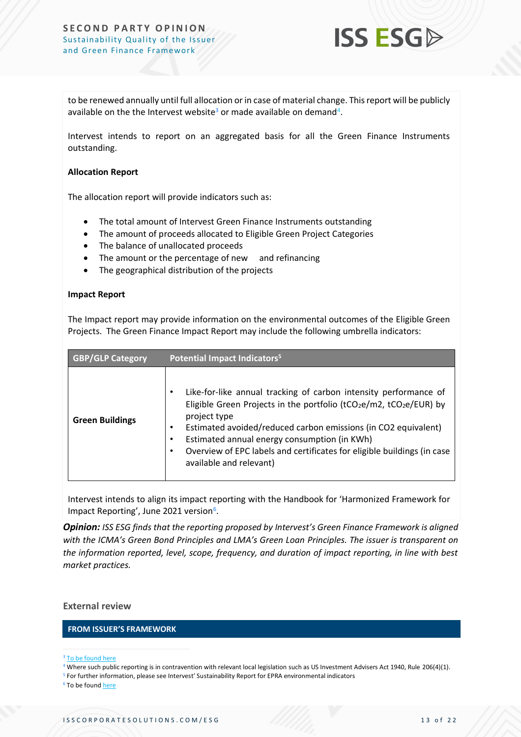to be renewed annually until full allocation or in case of material change. This report will be publicly available on the the Intervest website[3] or made available on demand[4].

Intervest intends to report on an aggregated basis for all the Green Finance Instruments outstanding.

**Allocation Report**

The allocation report will provide indicators such as:

- The total amount of Intervest Green Finance Instruments outstanding
- The amount of proceeds allocated to Eligible Green Project Categories
- The balance of unallocated proceeds
- The amount or the percentage of new and refinancing
- The geographical distribution of the projects

**Impact Report**

The Impact report may provide information on the environmental outcomes of the Eligible Green Projects. The Green Finance Impact Report may include the following umbrella indicators:

| GBP/GLP Category | Potential Impact Indicators[5] |
|---|---|
| **Green Buildings** | • Like-for-like annual tracking of carbon intensity performance of Eligible Green Projects in the portfolio ($tCO_2e/m2$, $tCO_2e/EUR$) by project type<br>• Estimated avoided/reduced carbon emissions (in $CO2$ equivalent)<br>• Estimated annual energy consumption (in KWh)<br>• Overview of EPC labels and certificates for eligible buildings (in case available and relevant) |

Intervest intends to align its impact reporting with the Handbook for 'Harmonized Framework for Impact Reporting', June 2021 version[6].

***Opinion:*** *ISS ESG finds that the reporting proposed by Intervest's Green Finance Framework is aligned with the ICMA's Green Bond Principles and LMA's Green Loan Principles. The issuer is transparent on the information reported, level, scope, frequency, and duration of impact reporting, in line with best market practices.*

### External review

**FROM ISSUER'S FRAMEWORK**

[3] To be found here

[4] Where such public reporting is in contravention with relevant local legislation such as US Investment Advisers Act 1940, Rule 206(4)(1).

[5] For further information, please see Intervest' Sustainability Report for EPRA environmental indicators

[6] To be found here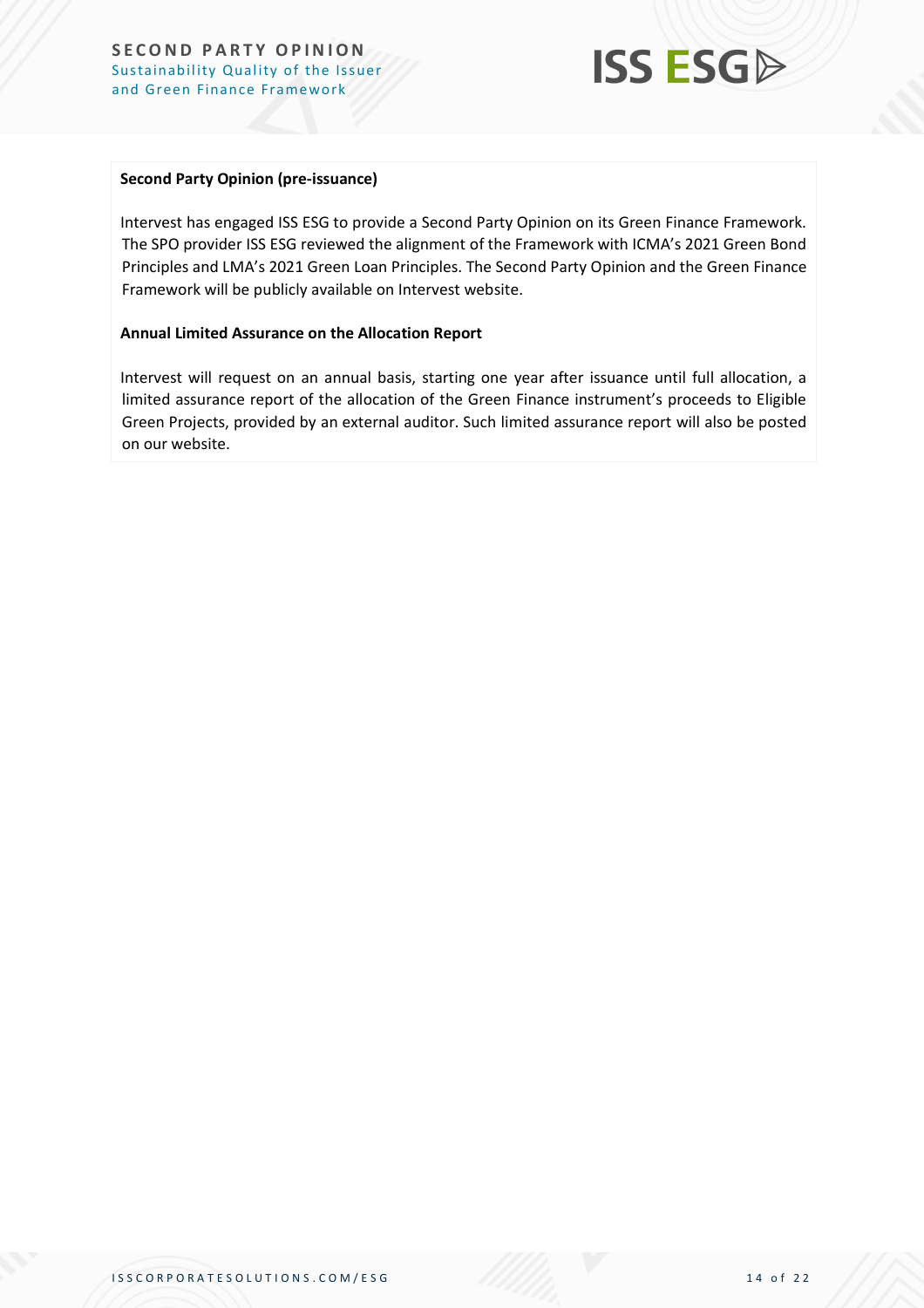**Second Party Opinion (pre-issuance)**

Intervest has engaged ISS ESG to provide a Second Party Opinion on its Green Finance Framework. The SPO provider ISS ESG reviewed the alignment of the Framework with ICMA's 2021 Green Bond Principles and LMA's 2021 Green Loan Principles. The Second Party Opinion and the Green Finance Framework will be publicly available on Intervest website.

**Annual Limited Assurance on the Allocation Report**

Intervest will request on an annual basis, starting one year after issuance until full allocation, a limited assurance report of the allocation of the Green Finance instrument's proceeds to Eligible Green Projects, provided by an external auditor. Such limited assurance report will also be posted on our website.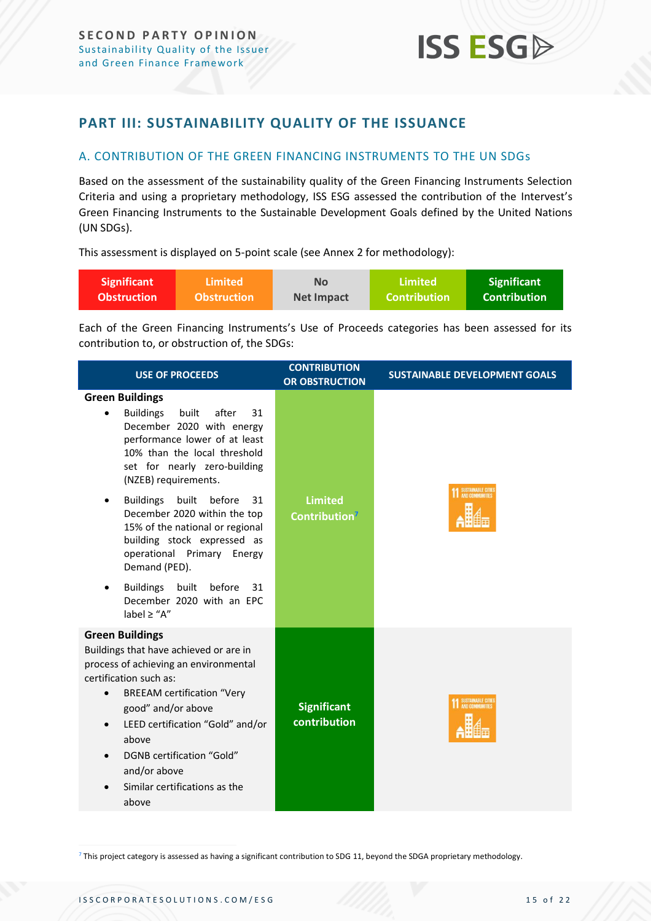## PART III: SUSTAINABILITY QUALITY OF THE ISSUANCE

### A. CONTRIBUTION OF THE GREEN FINANCING INSTRUMENTS TO THE UN SDGs

Based on the assessment of the sustainability quality of the Green Financing Instruments Selection Criteria and using a proprietary methodology, ISS ESG assessed the contribution of the Intervest's Green Financing Instruments to the Sustainable Development Goals defined by the United Nations (UN SDGs).

This assessment is displayed on 5-point scale (see Annex 2 for methodology):

| Significant Obstruction | Limited Obstruction | No Net Impact | Limited Contribution | Significant Contribution |
|---|---|---|---|---|

Each of the Green Financing Instruments's Use of Proceeds categories has been assessed for its contribution to, or obstruction of, the SDGs:

| USE OF PROCEEDS | CONTRIBUTION OR OBSTRUCTION | SUSTAINABLE DEVELOPMENT GOALS |
|---|---|---|
| **Green Buildings**<br>• Buildings built after 31 December 2020 with energy performance lower of at least 10% than the local threshold set for nearly zero-building (NZEB) requirements.<br>• Buildings built before 31 December 2020 within the top 15% of the national or regional building stock expressed as operational Primary Energy Demand (PED).<br>• Buildings built before 31 December 2020 with an EPC label ≥ "A" | Limited Contribution[7] | 11 SUSTAINABLE CITIES AND COMMUNITIES |
| **Green Buildings**<br>Buildings that have achieved or are in process of achieving an environmental certification such as:<br>• BREEAM certification "Very good" and/or above<br>• LEED certification "Gold" and/or above<br>• DGNB certification "Gold" and/or above<br>• Similar certifications as the above | Significant contribution | 11 SUSTAINABLE CITIES AND COMMUNITIES |

[7] This project category is assessed as having a significant contribution to SDG 11, beyond the SDGA proprietary methodology.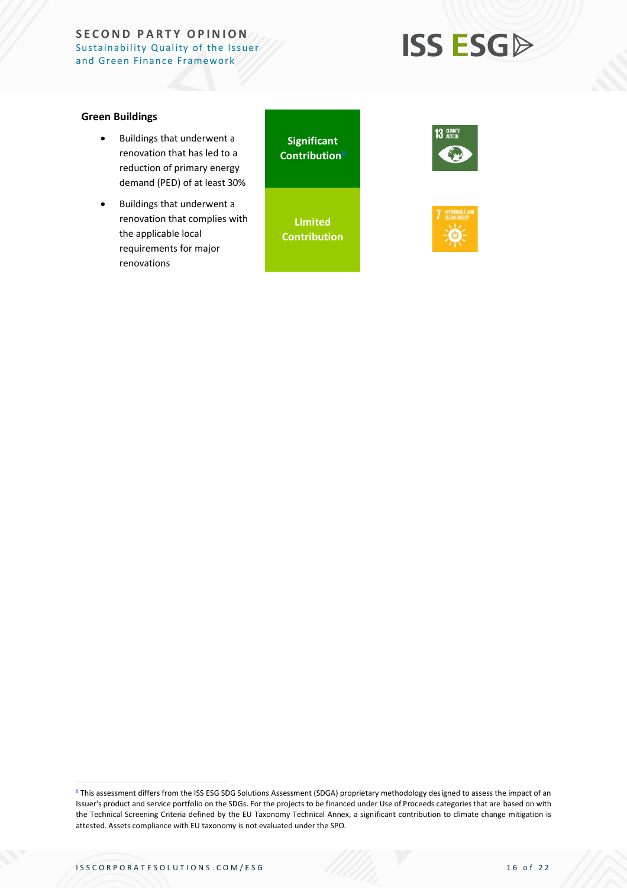| Green Buildings | | |
|---|---|---|
| Buildings that underwent a renovation that has led to a reduction of primary energy demand (PED) of at least 30% | Significant Contribution[8] | 13 Climate Action |
| Buildings that underwent a renovation that complies with the applicable local requirements for major renovations | Limited Contribution | 7 Affordable and Clean Energy |

[8] This assessment differs from the ISS ESG SDG Solutions Assessment (SDGA) proprietary methodology designed to assess the impact of an Issuer's product and service portfolio on the SDGs. For the projects to be financed under Use of Proceeds categories that are based on with the Technical Screening Criteria defined by the EU Taxonomy Technical Annex, a significant contribution to climate change mitigation is attested. Assets compliance with EU taxonomy is not evaluated under the SPO.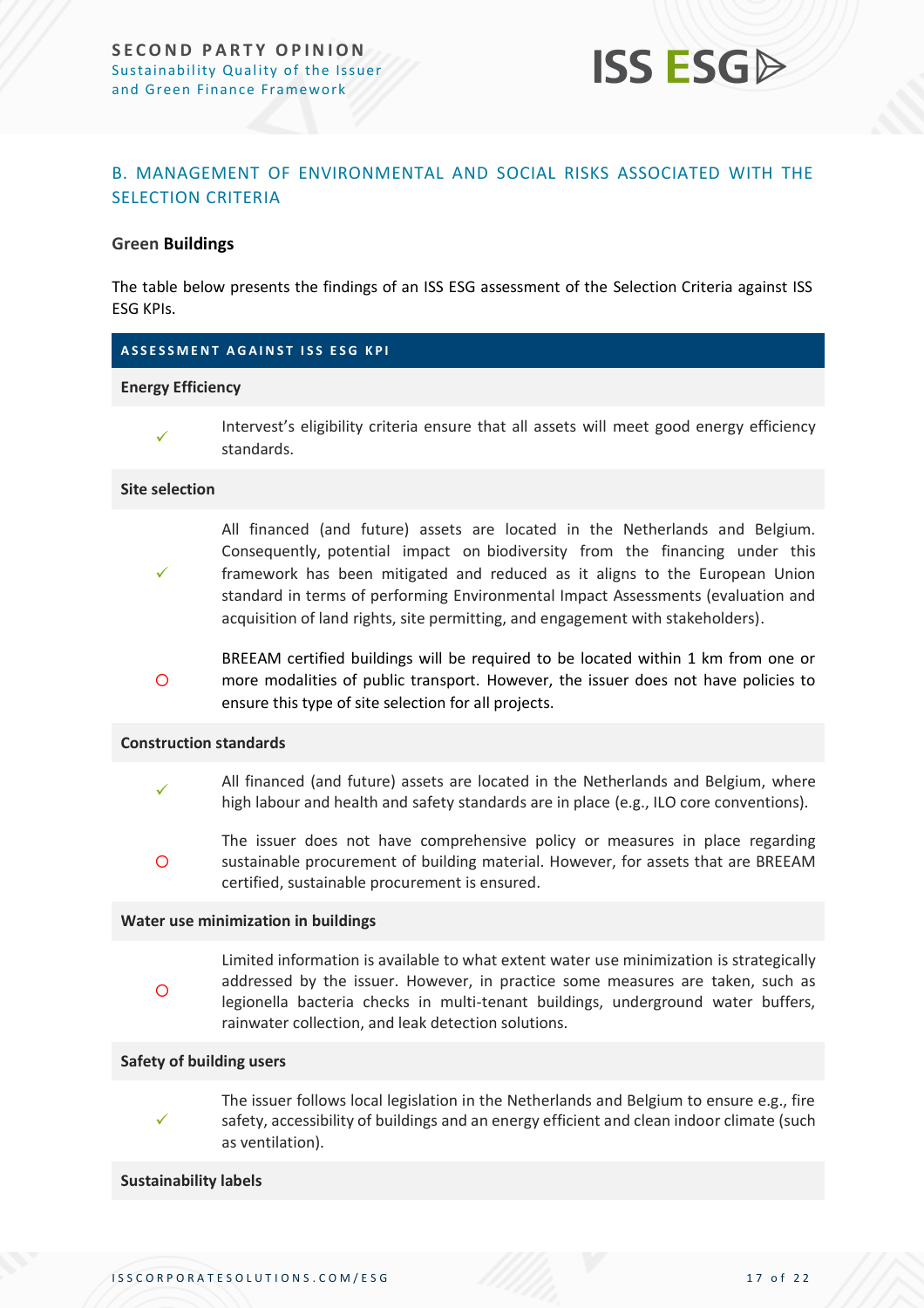## B. MANAGEMENT OF ENVIRONMENTAL AND SOCIAL RISKS ASSOCIATED WITH THE SELECTION CRITERIA

### Green Buildings

The table below presents the findings of an ISS ESG assessment of the Selection Criteria against ISS ESG KPIs.

| ASSESSMENT AGAINST ISS ESG KPI | |
|---|---|
| **Energy Efficiency** | |
| ✓ | Intervest's eligibility criteria ensure that all assets will meet good energy efficiency standards. |
| **Site selection** | |
| ✓ | All financed (and future) assets are located in the Netherlands and Belgium. Consequently, potential impact on biodiversity from the financing under this framework has been mitigated and reduced as it aligns to the European Union standard in terms of performing Environmental Impact Assessments (evaluation and acquisition of land rights, site permitting, and engagement with stakeholders). |
| O | BREEAM certified buildings will be required to be located within 1 km from one or more modalities of public transport. However, the issuer does not have policies to ensure this type of site selection for all projects. |
| **Construction standards** | |
| ✓ | All financed (and future) assets are located in the Netherlands and Belgium, where high labour and health and safety standards are in place (e.g., ILO core conventions). |
| O | The issuer does not have comprehensive policy or measures in place regarding sustainable procurement of building material. However, for assets that are BREEAM certified, sustainable procurement is ensured. |
| **Water use minimization in buildings** | |
| O | Limited information is available to what extent water use minimization is strategically addressed by the issuer. However, in practice some measures are taken, such as legionella bacteria checks in multi-tenant buildings, underground water buffers, rainwater collection, and leak detection solutions. |
| **Safety of building users** | |
| ✓ | The issuer follows local legislation in the Netherlands and Belgium to ensure e.g., fire safety, accessibility of buildings and an energy efficient and clean indoor climate (such as ventilation). |
| **Sustainability labels** | |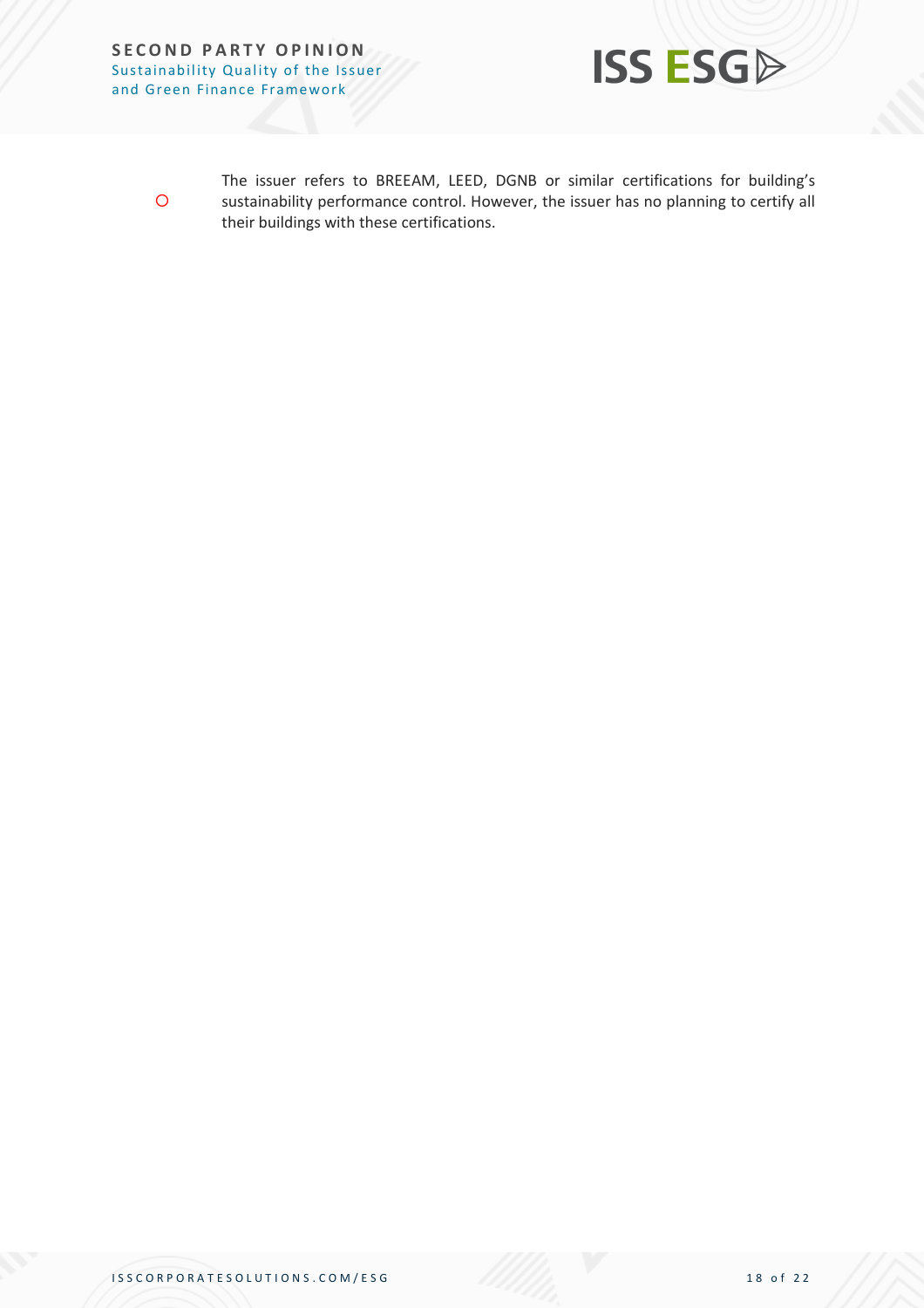- ○ The issuer refers to BREEAM, LEED, DGNB or similar certifications for building's sustainability performance control. However, the issuer has no planning to certify all their buildings with these certifications.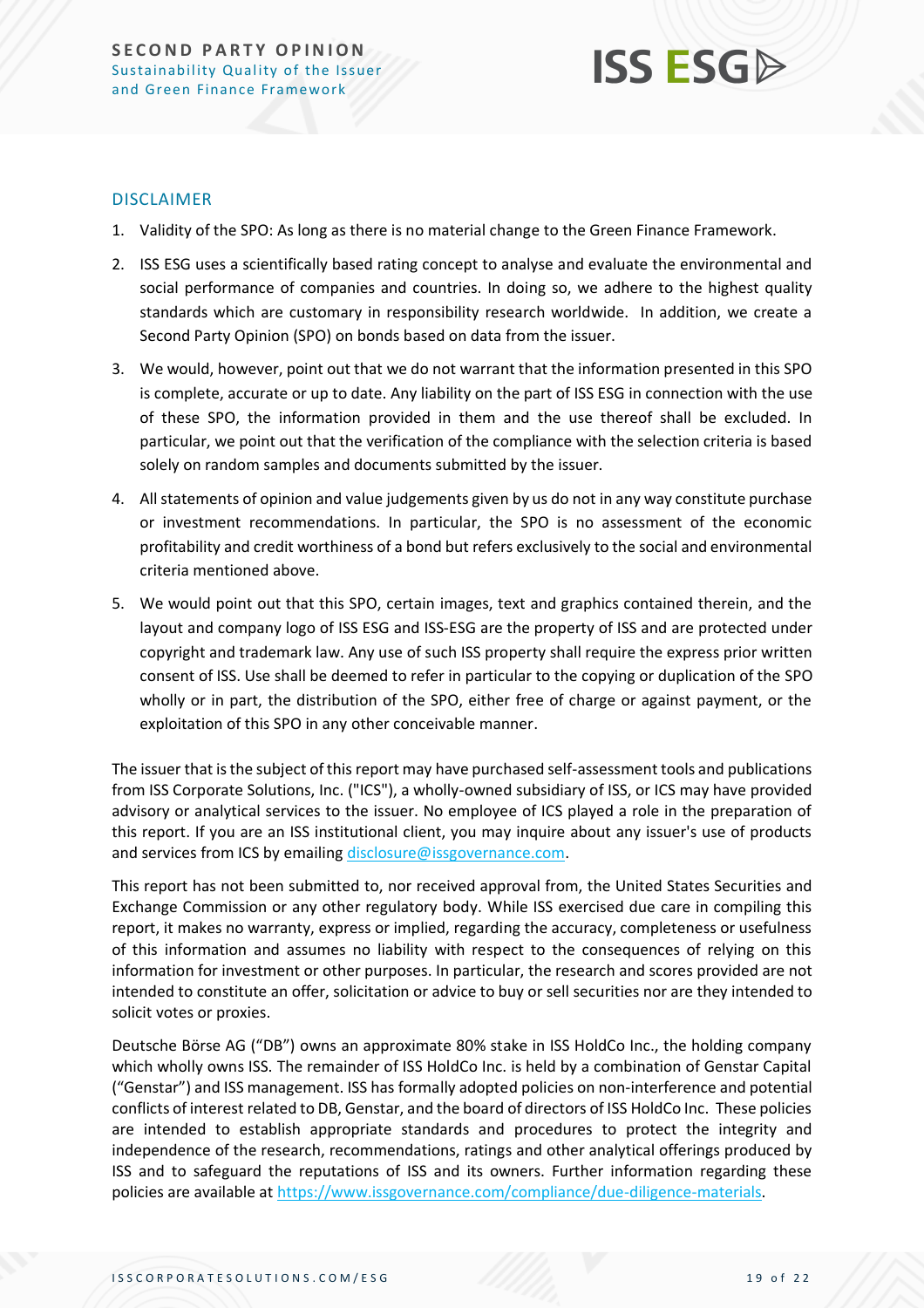## DISCLAIMER

1. Validity of the SPO: As long as there is no material change to the Green Finance Framework.
2. ISS ESG uses a scientifically based rating concept to analyse and evaluate the environmental and social performance of companies and countries. In doing so, we adhere to the highest quality standards which are customary in responsibility research worldwide. In addition, we create a Second Party Opinion (SPO) on bonds based on data from the issuer.
3. We would, however, point out that we do not warrant that the information presented in this SPO is complete, accurate or up to date. Any liability on the part of ISS ESG in connection with the use of these SPO, the information provided in them and the use thereof shall be excluded. In particular, we point out that the verification of the compliance with the selection criteria is based solely on random samples and documents submitted by the issuer.
4. All statements of opinion and value judgements given by us do not in any way constitute purchase or investment recommendations. In particular, the SPO is no assessment of the economic profitability and credit worthiness of a bond but refers exclusively to the social and environmental criteria mentioned above.
5. We would point out that this SPO, certain images, text and graphics contained therein, and the layout and company logo of ISS ESG and ISS-ESG are the property of ISS and are protected under copyright and trademark law. Any use of such ISS property shall require the express prior written consent of ISS. Use shall be deemed to refer in particular to the copying or duplication of the SPO wholly or in part, the distribution of the SPO, either free of charge or against payment, or the exploitation of this SPO in any other conceivable manner.

The issuer that is the subject of this report may have purchased self-assessment tools and publications from ISS Corporate Solutions, Inc. ("ICS"), a wholly-owned subsidiary of ISS, or ICS may have provided advisory or analytical services to the issuer. No employee of ICS played a role in the preparation of this report. If you are an ISS institutional client, you may inquire about any issuer's use of products and services from ICS by emailing disclosure@issgovernance.com.

This report has not been submitted to, nor received approval from, the United States Securities and Exchange Commission or any other regulatory body. While ISS exercised due care in compiling this report, it makes no warranty, express or implied, regarding the accuracy, completeness or usefulness of this information and assumes no liability with respect to the consequences of relying on this information for investment or other purposes. In particular, the research and scores provided are not intended to constitute an offer, solicitation or advice to buy or sell securities nor are they intended to solicit votes or proxies.

Deutsche Börse AG ("DB") owns an approximate 80% stake in ISS HoldCo Inc., the holding company which wholly owns ISS. The remainder of ISS HoldCo Inc. is held by a combination of Genstar Capital ("Genstar") and ISS management. ISS has formally adopted policies on non-interference and potential conflicts of interest related to DB, Genstar, and the board of directors of ISS HoldCo Inc. These policies are intended to establish appropriate standards and procedures to protect the integrity and independence of the research, recommendations, ratings and other analytical offerings produced by ISS and to safeguard the reputations of ISS and its owners. Further information regarding these policies are available at https://www.issgovernance.com/compliance/due-diligence-materials.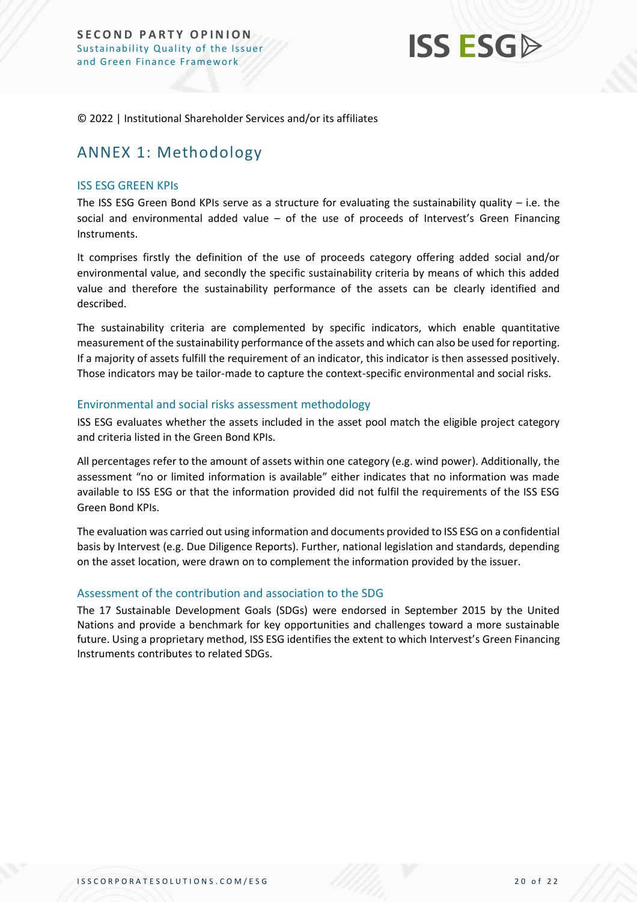© 2022 | Institutional Shareholder Services and/or its affiliates

# ANNEX 1: Methodology

## ISS ESG GREEN KPIs

The ISS ESG Green Bond KPIs serve as a structure for evaluating the sustainability quality – i.e. the social and environmental added value – of the use of proceeds of Intervest's Green Financing Instruments.

It comprises firstly the definition of the use of proceeds category offering added social and/or environmental value, and secondly the specific sustainability criteria by means of which this added value and therefore the sustainability performance of the assets can be clearly identified and described.

The sustainability criteria are complemented by specific indicators, which enable quantitative measurement of the sustainability performance of the assets and which can also be used for reporting. If a majority of assets fulfill the requirement of an indicator, this indicator is then assessed positively. Those indicators may be tailor-made to capture the context-specific environmental and social risks.

## Environmental and social risks assessment methodology

ISS ESG evaluates whether the assets included in the asset pool match the eligible project category and criteria listed in the Green Bond KPIs.

All percentages refer to the amount of assets within one category (e.g. wind power). Additionally, the assessment "no or limited information is available" either indicates that no information was made available to ISS ESG or that the information provided did not fulfil the requirements of the ISS ESG Green Bond KPIs.

The evaluation was carried out using information and documents provided to ISS ESG on a confidential basis by Intervest (e.g. Due Diligence Reports). Further, national legislation and standards, depending on the asset location, were drawn on to complement the information provided by the issuer.

## Assessment of the contribution and association to the SDG

The 17 Sustainable Development Goals (SDGs) were endorsed in September 2015 by the United Nations and provide a benchmark for key opportunities and challenges toward a more sustainable future. Using a proprietary method, ISS ESG identifies the extent to which Intervest's Green Financing Instruments contributes to related SDGs.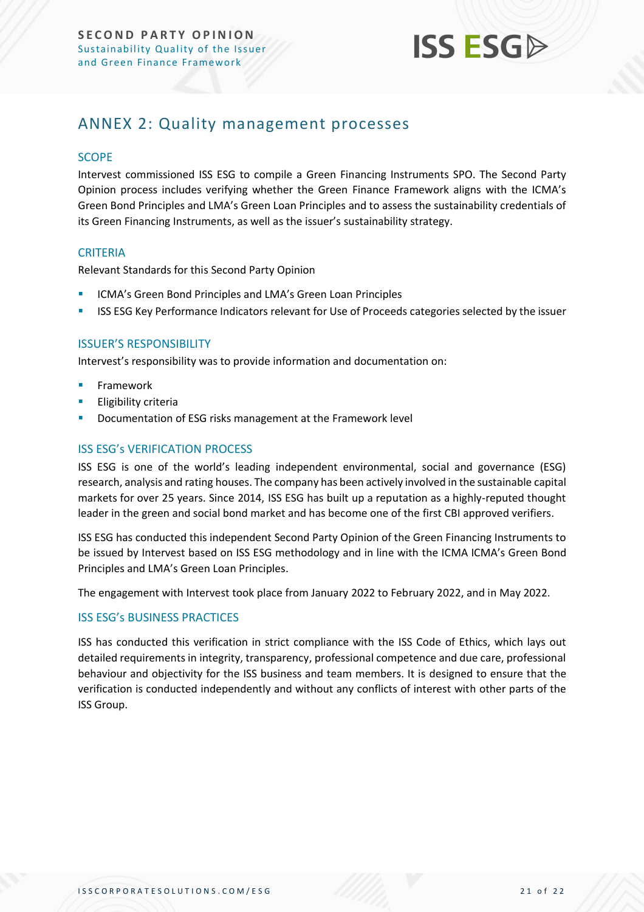# ANNEX 2: Quality management processes

## SCOPE

Intervest commissioned ISS ESG to compile a Green Financing Instruments SPO. The Second Party Opinion process includes verifying whether the Green Finance Framework aligns with the ICMA's Green Bond Principles and LMA's Green Loan Principles and to assess the sustainability credentials of its Green Financing Instruments, as well as the issuer's sustainability strategy.

## CRITERIA

Relevant Standards for this Second Party Opinion

- ICMA's Green Bond Principles and LMA's Green Loan Principles
- ISS ESG Key Performance Indicators relevant for Use of Proceeds categories selected by the issuer

## ISSUER'S RESPONSIBILITY

Intervest's responsibility was to provide information and documentation on:

- Framework
- Eligibility criteria
- Documentation of ESG risks management at the Framework level

## ISS ESG's VERIFICATION PROCESS

ISS ESG is one of the world's leading independent environmental, social and governance (ESG) research, analysis and rating houses. The company has been actively involved in the sustainable capital markets for over 25 years. Since 2014, ISS ESG has built up a reputation as a highly-reputed thought leader in the green and social bond market and has become one of the first CBI approved verifiers.

ISS ESG has conducted this independent Second Party Opinion of the Green Financing Instruments to be issued by Intervest based on ISS ESG methodology and in line with the ICMA ICMA's Green Bond Principles and LMA's Green Loan Principles.

The engagement with Intervest took place from January 2022 to February 2022, and in May 2022.

## ISS ESG's BUSINESS PRACTICES

ISS has conducted this verification in strict compliance with the ISS Code of Ethics, which lays out detailed requirements in integrity, transparency, professional competence and due care, professional behaviour and objectivity for the ISS business and team members. It is designed to ensure that the verification is conducted independently and without any conflicts of interest with other parts of the ISS Group.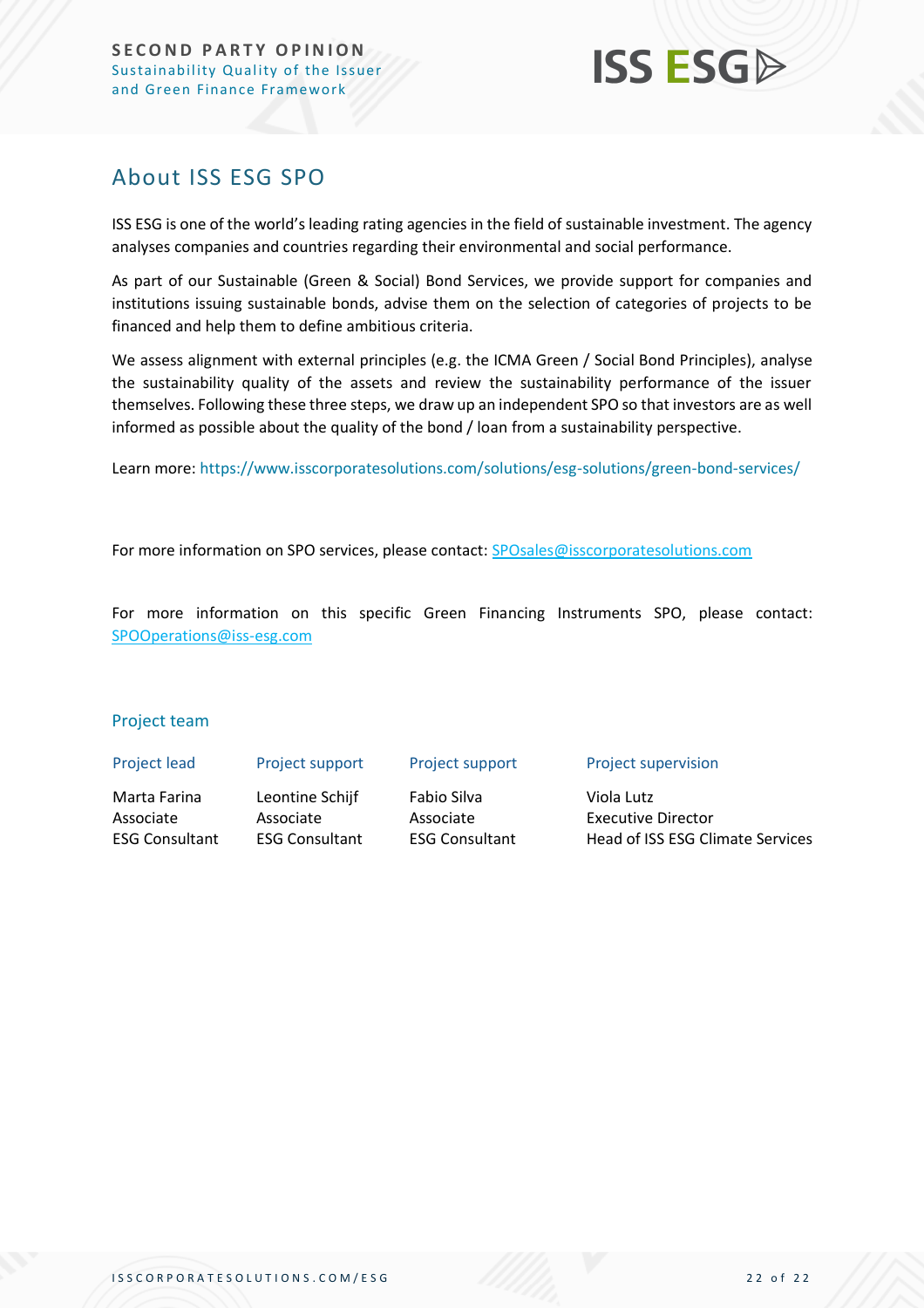## About ISS ESG SPO

ISS ESG is one of the world's leading rating agencies in the field of sustainable investment. The agency analyses companies and countries regarding their environmental and social performance.

As part of our Sustainable (Green & Social) Bond Services, we provide support for companies and institutions issuing sustainable bonds, advise them on the selection of categories of projects to be financed and help them to define ambitious criteria.

We assess alignment with external principles (e.g. the ICMA Green / Social Bond Principles), analyse the sustainability quality of the assets and review the sustainability performance of the issuer themselves. Following these three steps, we draw up an independent SPO so that investors are as well informed as possible about the quality of the bond / loan from a sustainability perspective.

Learn more: https://www.isscorporatesolutions.com/solutions/esg-solutions/green-bond-services/

For more information on SPO services, please contact: SPOsales@isscorporatesolutions.com

For more information on this specific Green Financing Instruments SPO, please contact: SPOOperations@iss-esg.com

### Project team

| Project lead | Project support | Project support | Project supervision |
|---|---|---|---|
| Marta Farina<br>Associate<br>ESG Consultant | Leontine Schijf<br>Associate<br>ESG Consultant | Fabio Silva<br>Associate<br>ESG Consultant | Viola Lutz<br>Executive Director<br>Head of ISS ESG Climate Services |